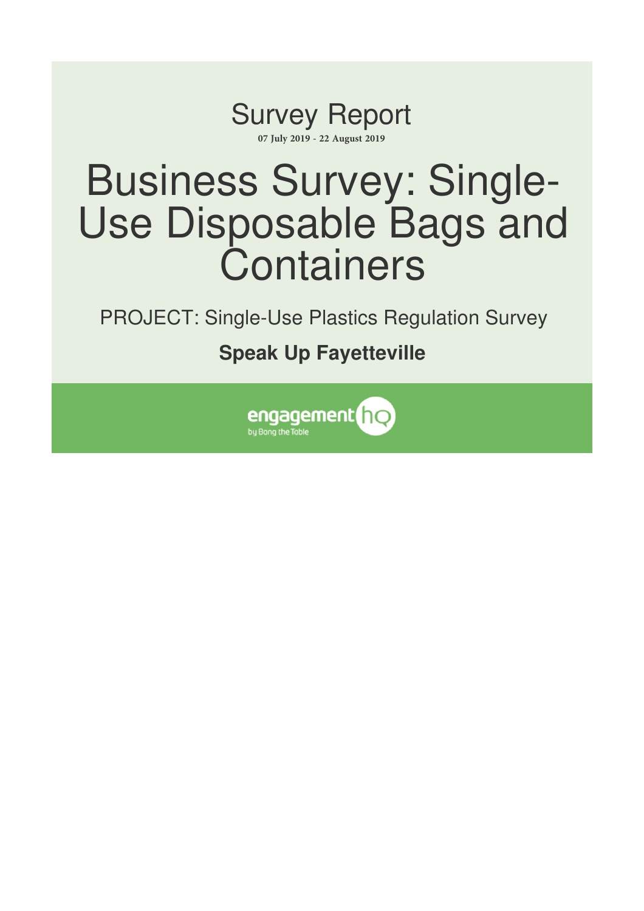# Survey Report

**07 July 2019 - 22 August 2019**

# Business Survey: Single-Use Disposable Bags and Containers

PROJECT: Single-Use Plastics Regulation Survey

**Speak Up Fayetteville**

engagement hq
by Bang the Table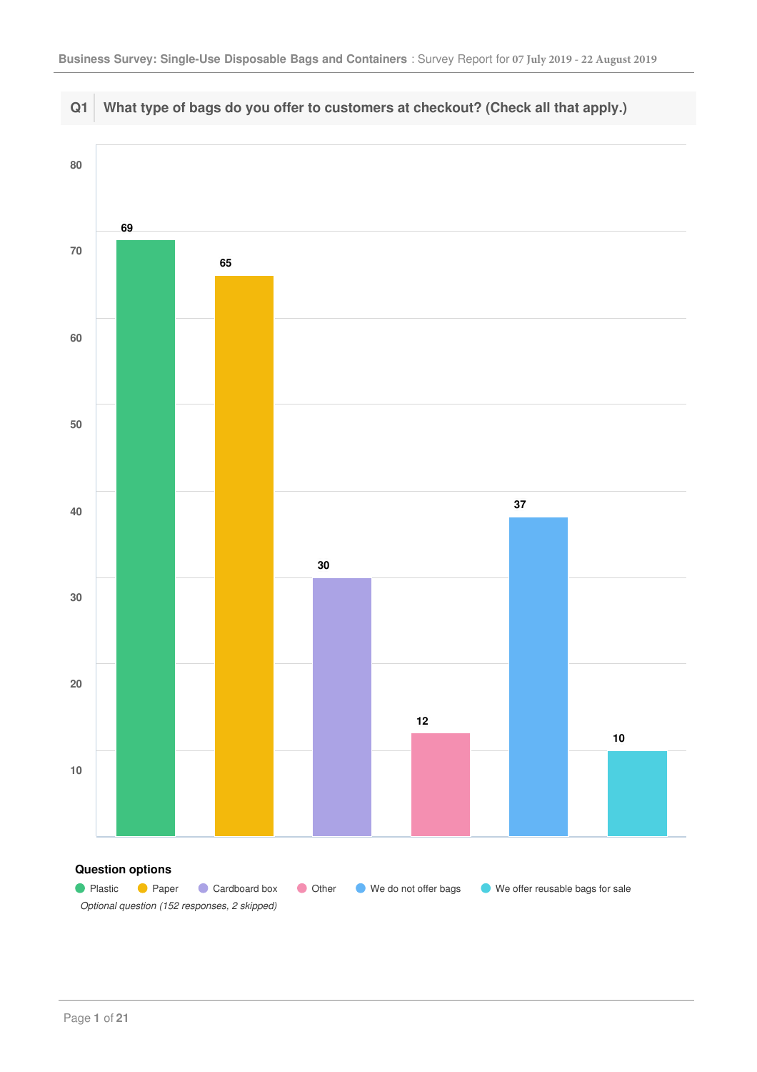## Q1 What type of bags do you offer to customers at checkout? (Check all that apply.)

| Option | Responses |
|---|---|
| Plastic | 69 |
| Paper | 65 |
| Cardboard box | 30 |
| Other | 12 |
| We do not offer bags | 37 |
| We offer reusable bags for sale | 10 |

**Question options**

- Plastic
- Paper
- Cardboard box
- Other
- We do not offer bags
- We offer reusable bags for sale

*Optional question (152 responses, 2 skipped)*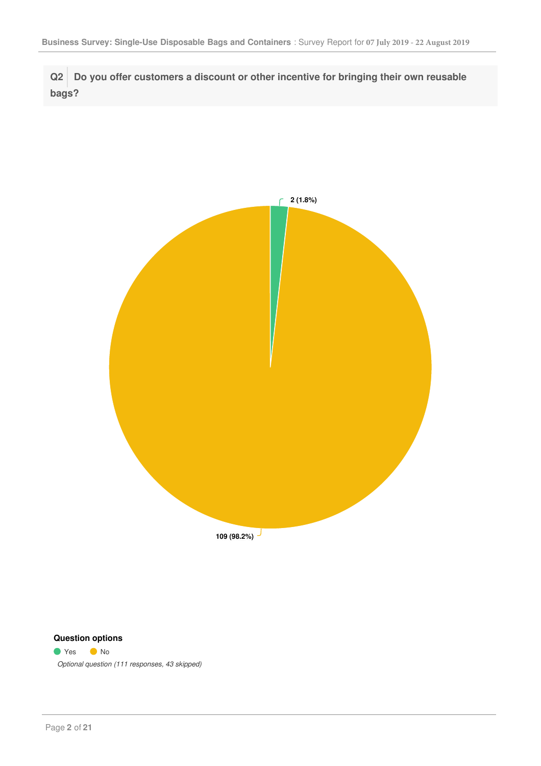## Q2 Do you offer customers a discount or other incentive for bringing their own reusable bags?

2 (1.8%)

109 (98.2%)

**Question options**

- Yes
- No

*Optional question (111 responses, 43 skipped)*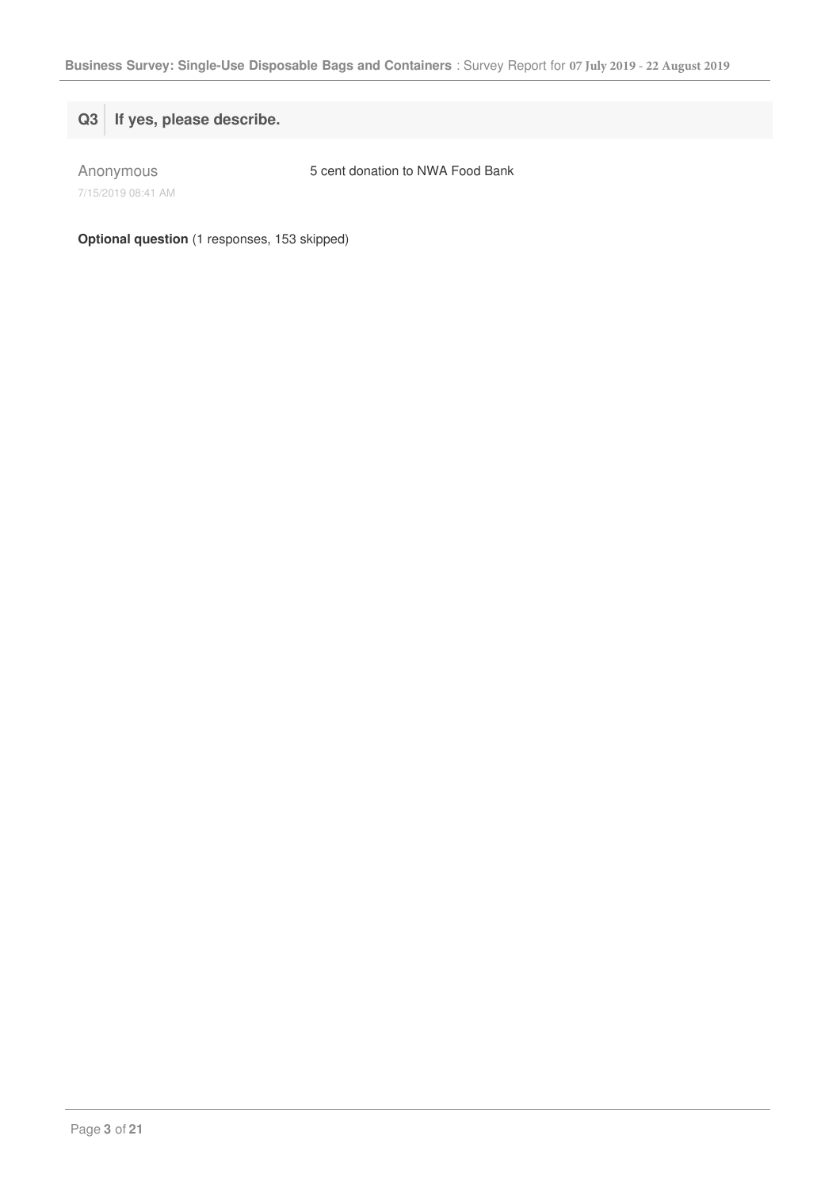## Q3 If yes, please describe.

Anonymous
7/15/2019 08:41 AM

5 cent donation to NWA Food Bank

**Optional question** (1 responses, 153 skipped)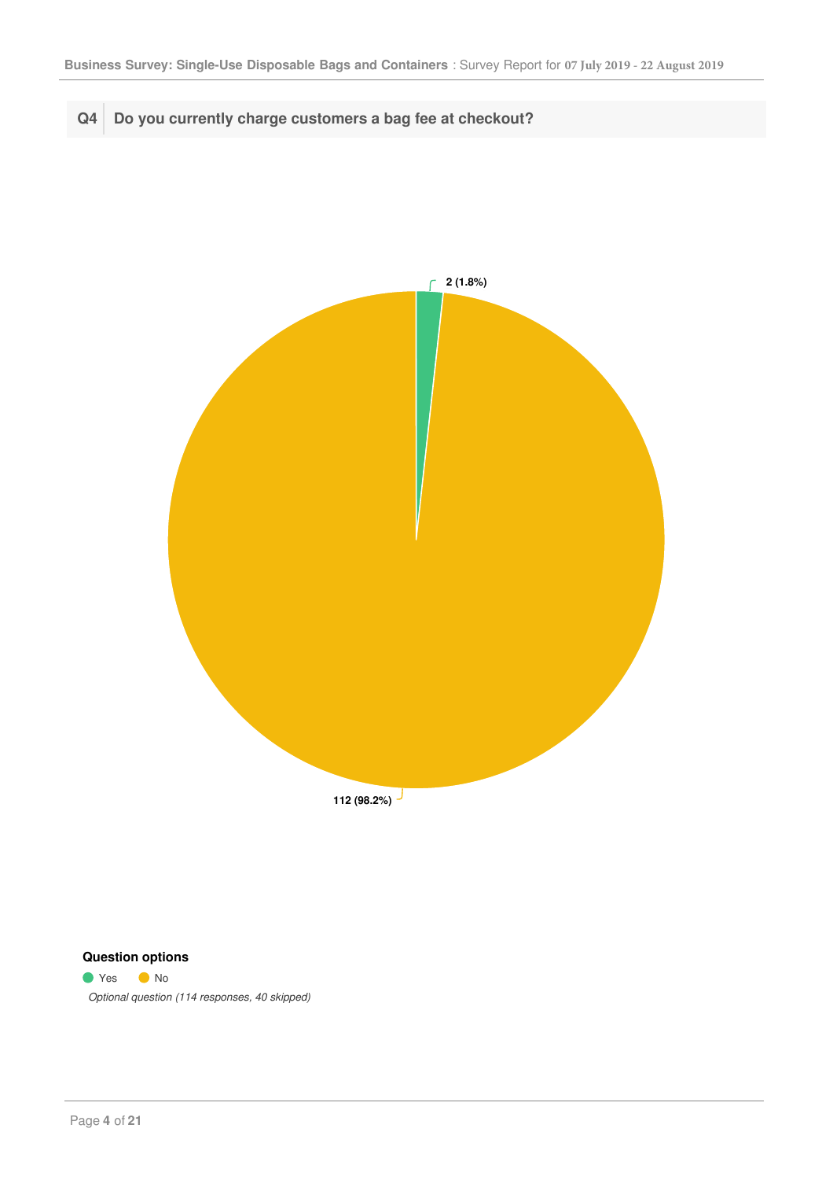## Q4 Do you currently charge customers a bag fee at checkout?

2 (1.8%)

112 (98.2%)

**Question options**

- Yes
- No

*Optional question (114 responses, 40 skipped)*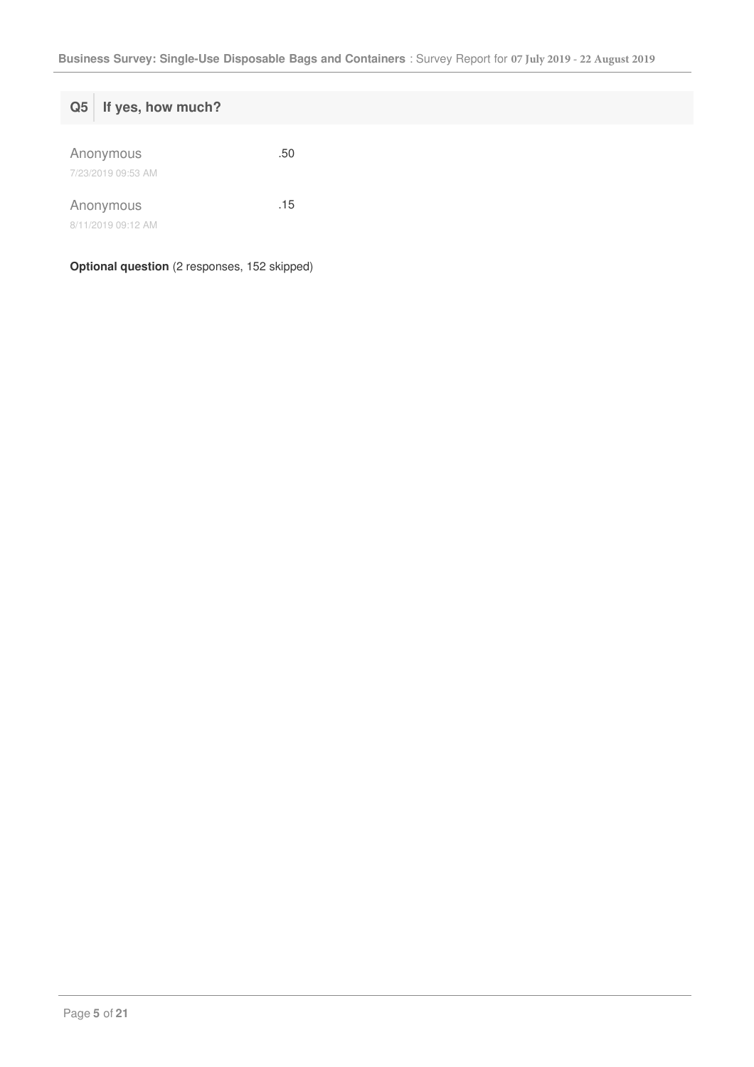## Q5 If yes, how much?

| | |
|---|---|
| Anonymous<br>7/23/2019 09:53 AM | .50 |
| Anonymous<br>8/11/2019 09:12 AM | .15 |

**Optional question** (2 responses, 152 skipped)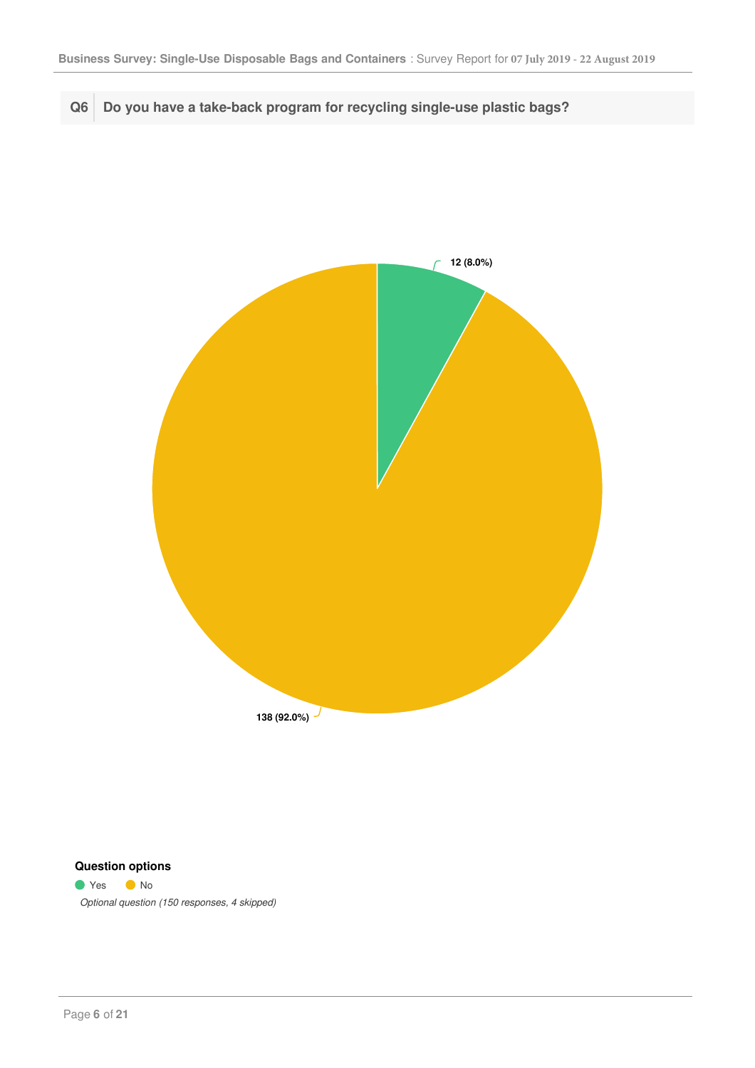## Q6 Do you have a take-back program for recycling single-use plastic bags?

12 (8.0%)

138 (92.0%)

**Question options**

- Yes
- No

*Optional question (150 responses, 4 skipped)*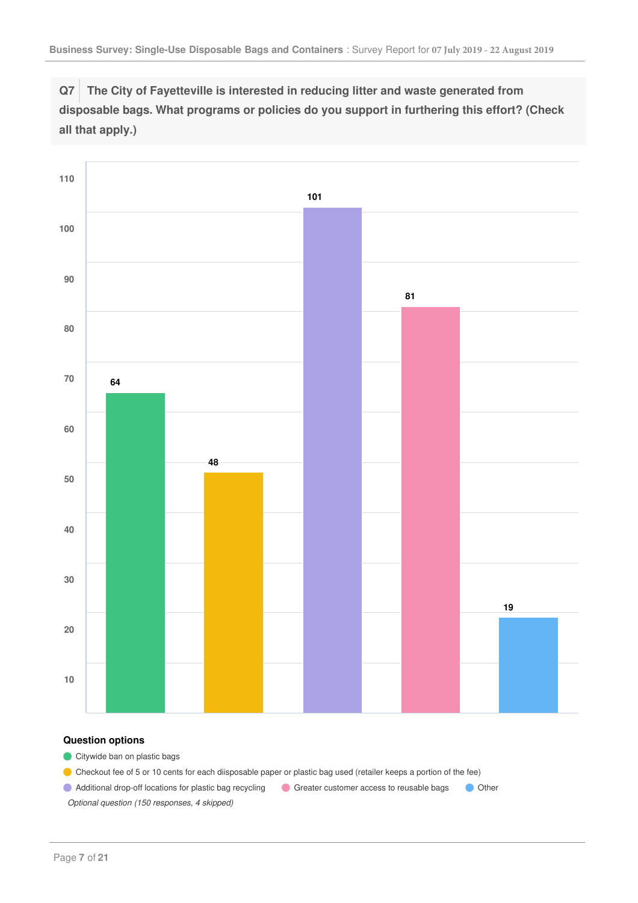**Q7** The City of Fayetteville is interested in reducing litter and waste generated from disposable bags. What programs or policies do you support in furthering this effort? (Check all that apply.)

| Option | Responses |
|---|---|
| Citywide ban on plastic bags | 64 |
| Checkout fee of 5 or 10 cents for each diisposable paper or plastic bag used (retailer keeps a portion of the fee) | 48 |
| Additional drop-off locations for plastic bag recycling | 101 |
| Greater customer access to reusable bags | 81 |
| Other | 19 |

**Question options**

- Citywide ban on plastic bags
- Checkout fee of 5 or 10 cents for each diisposable paper or plastic bag used (retailer keeps a portion of the fee)
- Additional drop-off locations for plastic bag recycling
- Greater customer access to reusable bags
- Other

*Optional question (150 responses, 4 skipped)*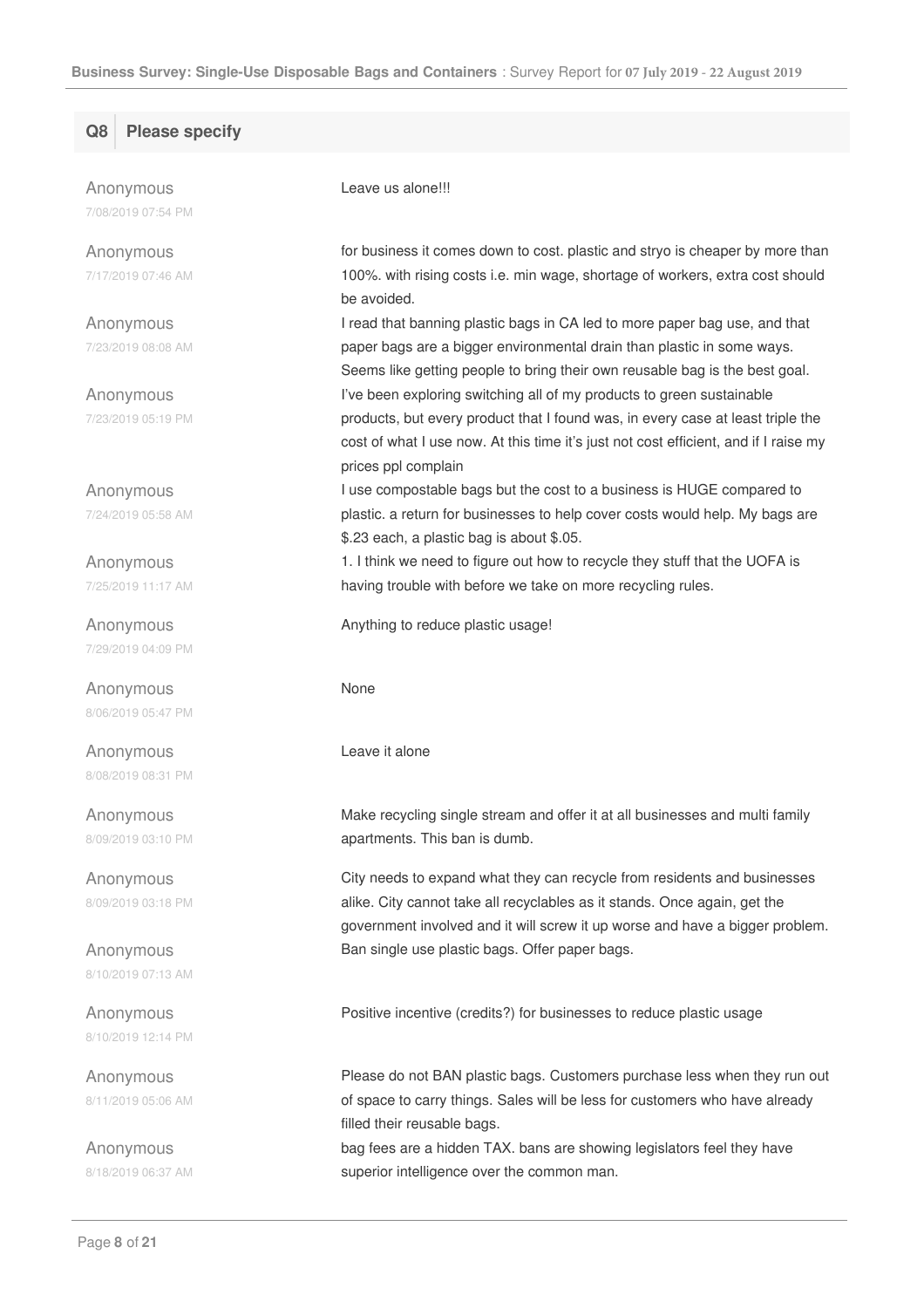## Q8 Please specify

| Respondent | Response |
|---|---|
| Anonymous<br>7/08/2019 07:54 PM | Leave us alone!!! |
| Anonymous<br>7/17/2019 07:46 AM | for business it comes down to cost. plastic and stryo is cheaper by more than 100%. with rising costs i.e. min wage, shortage of workers, extra cost should be avoided. |
| Anonymous<br>7/23/2019 08:08 AM | I read that banning plastic bags in CA led to more paper bag use, and that paper bags are a bigger environmental drain than plastic in some ways. Seems like getting people to bring their own reusable bag is the best goal. |
| Anonymous<br>7/23/2019 05:19 PM | I've been exploring switching all of my products to green sustainable products, but every product that I found was, in every case at least triple the cost of what I use now. At this time it's just not cost efficient, and if I raise my prices ppl complain |
| Anonymous<br>7/24/2019 05:58 AM | I use compostable bags but the cost to a business is HUGE compared to plastic. a return for businesses to help cover costs would help. My bags are $.23 each, a plastic bag is about $.05. |
| Anonymous<br>7/25/2019 11:17 AM | 1. I think we need to figure out how to recycle they stuff that the UOFA is having trouble with before we take on more recycling rules. |
| Anonymous<br>7/29/2019 04:09 PM | Anything to reduce plastic usage! |
| Anonymous<br>8/06/2019 05:47 PM | None |
| Anonymous<br>8/08/2019 08:31 PM | Leave it alone |
| Anonymous<br>8/09/2019 03:10 PM | Make recycling single stream and offer it at all businesses and multi family apartments. This ban is dumb. |
| Anonymous<br>8/09/2019 03:18 PM | City needs to expand what they can recycle from residents and businesses alike. City cannot take all recyclables as it stands. Once again, get the government involved and it will screw it up worse and have a bigger problem. |
| Anonymous<br>8/10/2019 07:13 AM | Ban single use plastic bags. Offer paper bags. |
| Anonymous<br>8/10/2019 12:14 PM | Positive incentive (credits?) for businesses to reduce plastic usage |
| Anonymous<br>8/11/2019 05:06 AM | Please do not BAN plastic bags. Customers purchase less when they run out of space to carry things. Sales will be less for customers who have already filled their reusable bags. |
| Anonymous<br>8/18/2019 06:37 AM | bag fees are a hidden TAX. bans are showing legislators feel they have superior intelligence over the common man. |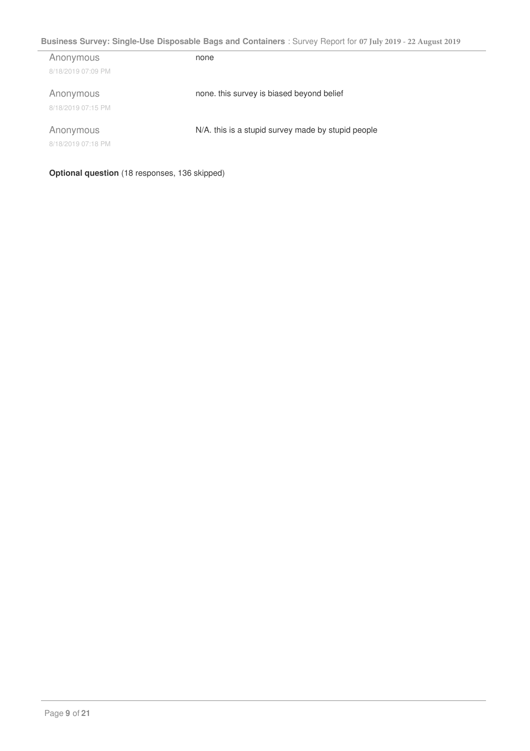| | |
|---|---|
| Anonymous<br>8/18/2019 07:09 PM | none |
| Anonymous<br>8/18/2019 07:15 PM | none. this survey is biased beyond belief |
| Anonymous<br>8/18/2019 07:18 PM | N/A. this is a stupid survey made by stupid people |

**Optional question** (18 responses, 136 skipped)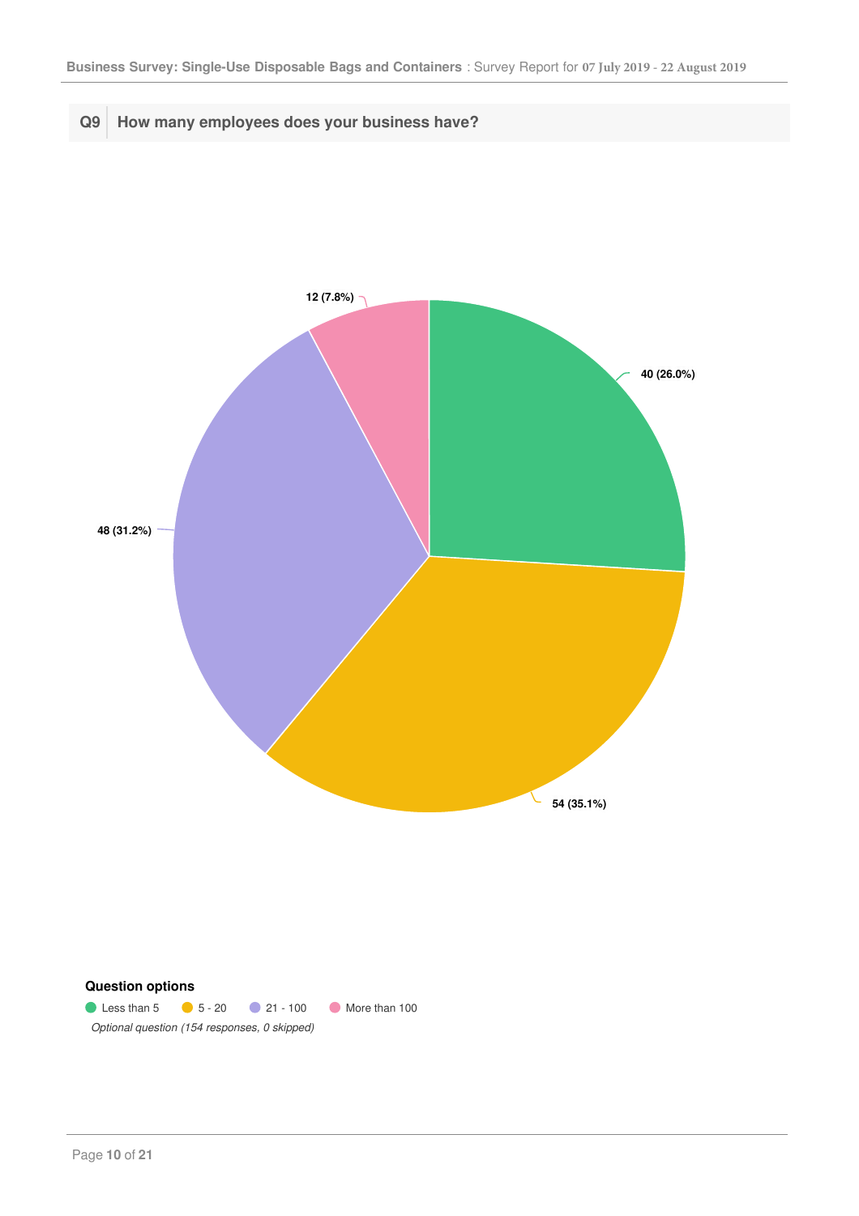## Q9 How many employees does your business have?

| Question option | Responses |
|---|---|
| Less than 5 | 40 (26.0%) |
| 5 - 20 | 54 (35.1%) |
| 21 - 100 | 48 (31.2%) |
| More than 100 | 12 (7.8%) |

**Question options**

Less than 5 · 5 - 20 · 21 - 100 · More than 100

*Optional question (154 responses, 0 skipped)*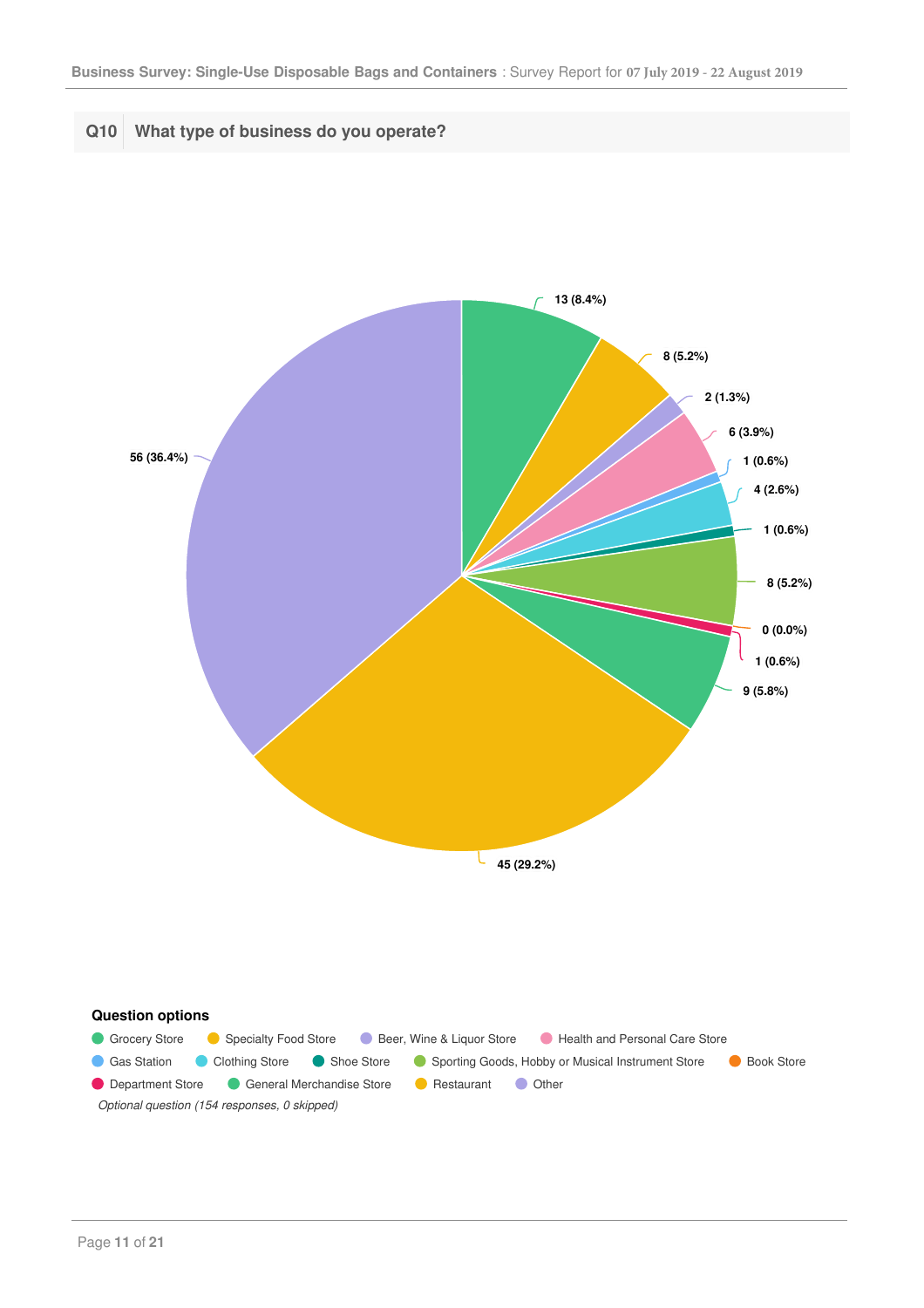## Q10 What type of business do you operate?

| Question option | Responses |
| --- | --- |
| Grocery Store | 13 (8.4%) |
| Specialty Food Store | 8 (5.2%) |
| Beer, Wine & Liquor Store | 2 (1.3%) |
| Health and Personal Care Store | 6 (3.9%) |
| Gas Station | 1 (0.6%) |
| Clothing Store | 4 (2.6%) |
| Shoe Store | 1 (0.6%) |
| Sporting Goods, Hobby or Musical Instrument Store | 8 (5.2%) |
| Book Store | 0 (0.0%) |
| Department Store | 1 (0.6%) |
| General Merchandise Store | 9 (5.8%) |
| Restaurant | 45 (29.2%) |
| Other | 56 (36.4%) |

*Optional question (154 responses, 0 skipped)*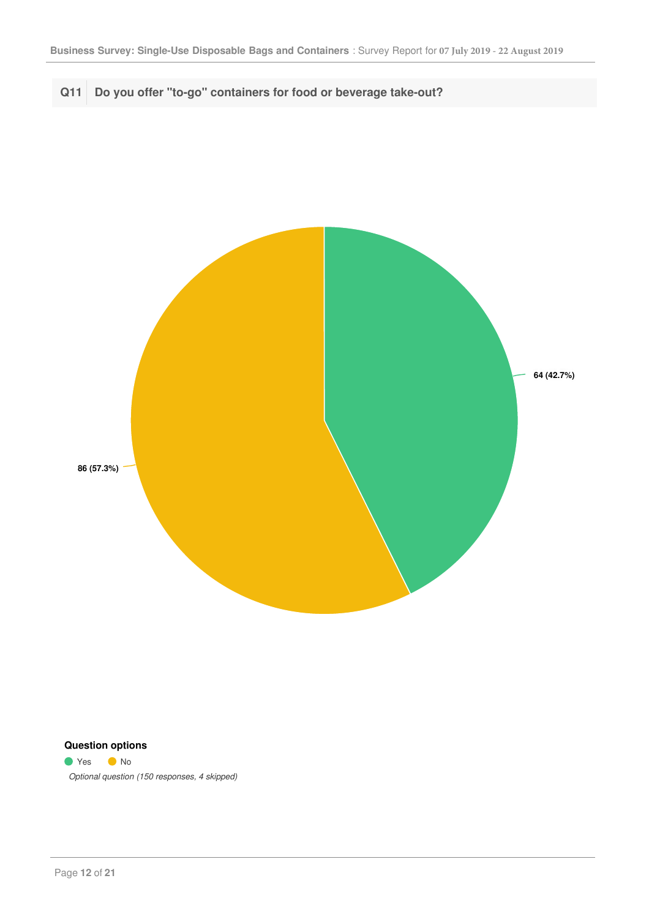## Q11 Do you offer "to-go" containers for food or beverage take-out?

64 (42.7%)

86 (57.3%)

**Question options**

Yes   No

*Optional question (150 responses, 4 skipped)*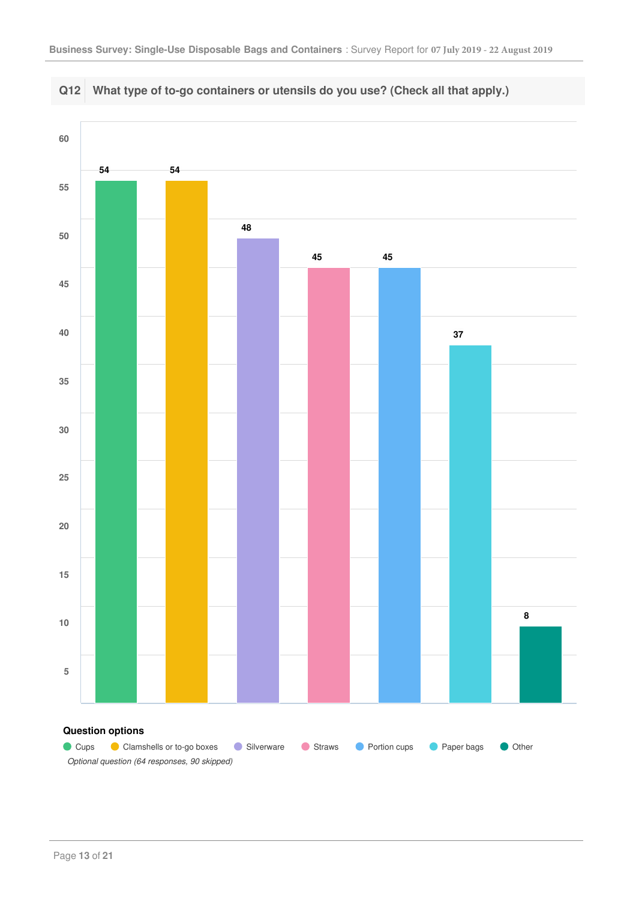## Q12 What type of to-go containers or utensils do you use? (Check all that apply.)

| Question options | Responses |
|---|---|
| Cups | 54 |
| Clamshells or to-go boxes | 54 |
| Silverware | 48 |
| Straws | 45 |
| Portion cups | 45 |
| Paper bags | 37 |
| Other | 8 |

**Question options**

Cups · Clamshells or to-go boxes · Silverware · Straws · Portion cups · Paper bags · Other

*Optional question (64 responses, 90 skipped)*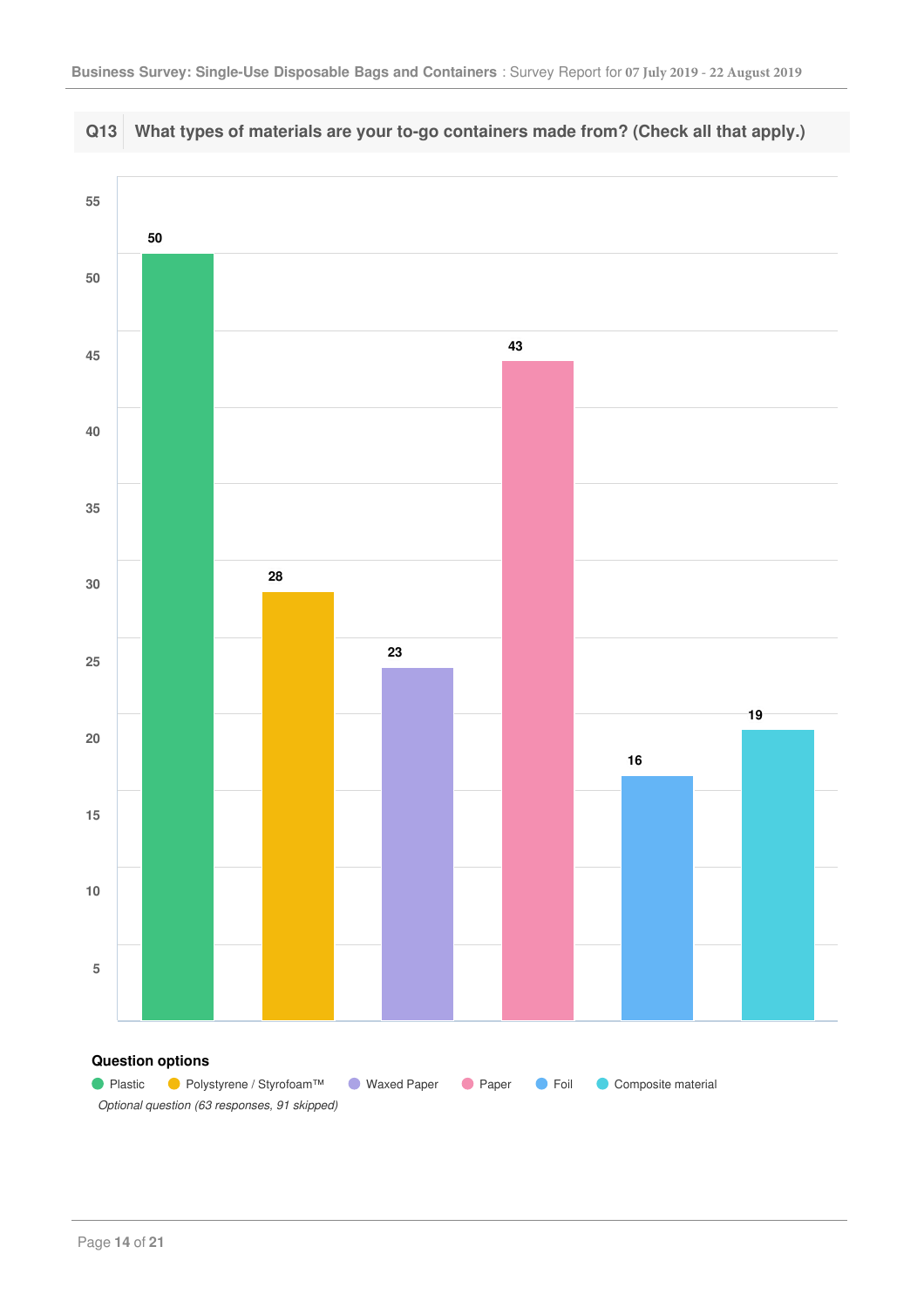## Q13 What types of materials are your to-go containers made from? (Check all that apply.)

| Option | Count |
|---|---|
| Plastic | 50 |
| Polystyrene / Styrofoam™ | 28 |
| Waxed Paper | 23 |
| Paper | 43 |
| Foil | 16 |
| Composite material | 19 |

**Question options**

Plastic, Polystyrene / Styrofoam™, Waxed Paper, Paper, Foil, Composite material

*Optional question (63 responses, 91 skipped)*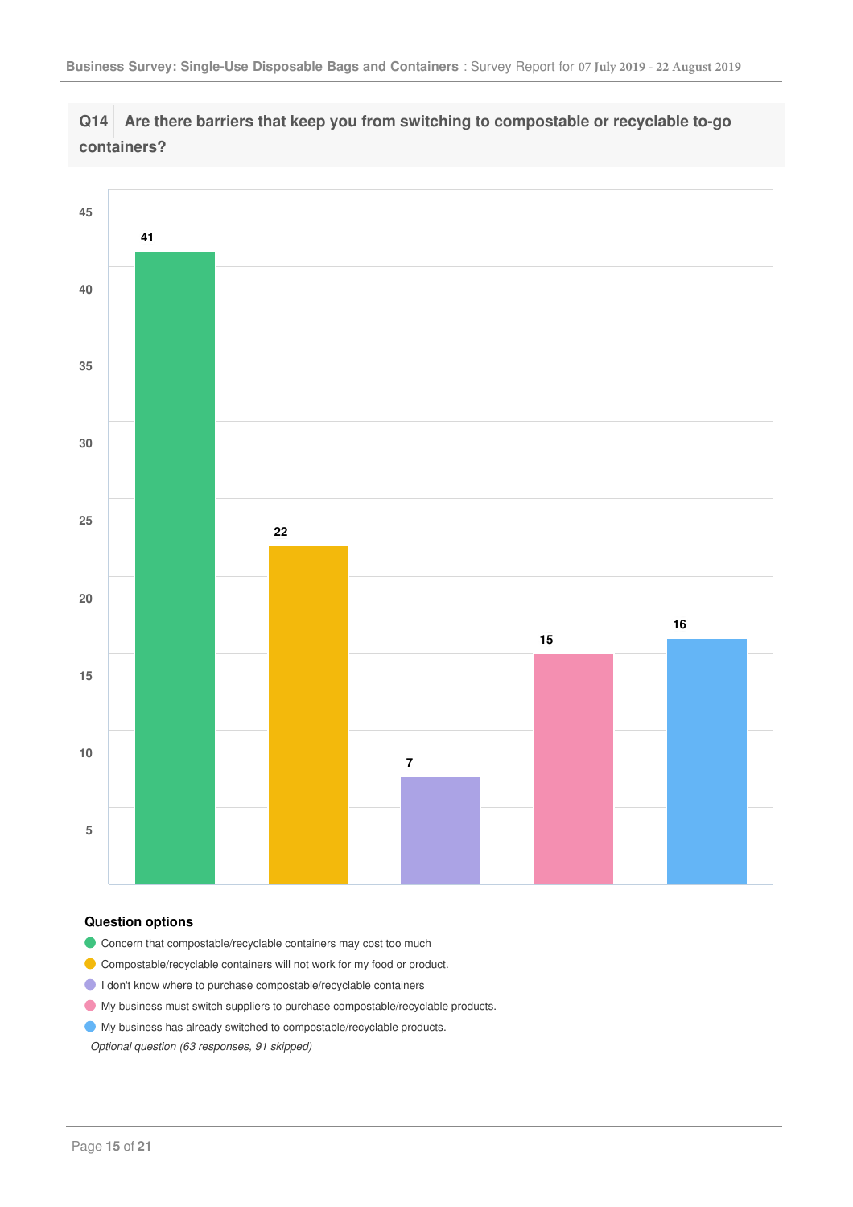## Q14 Are there barriers that keep you from switching to compostable or recyclable to-go containers?

| Question option | Responses |
|---|---|
| Concern that compostable/recyclable containers may cost too much | 41 |
| Compostable/recyclable containers will not work for my food or product. | 22 |
| I don't know where to purchase compostable/recyclable containers | 7 |
| My business must switch suppliers to purchase compostable/recyclable products. | 15 |
| My business has already switched to compostable/recyclable products. | 16 |

### Question options

- Concern that compostable/recyclable containers may cost too much
- Compostable/recyclable containers will not work for my food or product.
- I don't know where to purchase compostable/recyclable containers
- My business must switch suppliers to purchase compostable/recyclable products.
- My business has already switched to compostable/recyclable products.

*Optional question (63 responses, 91 skipped)*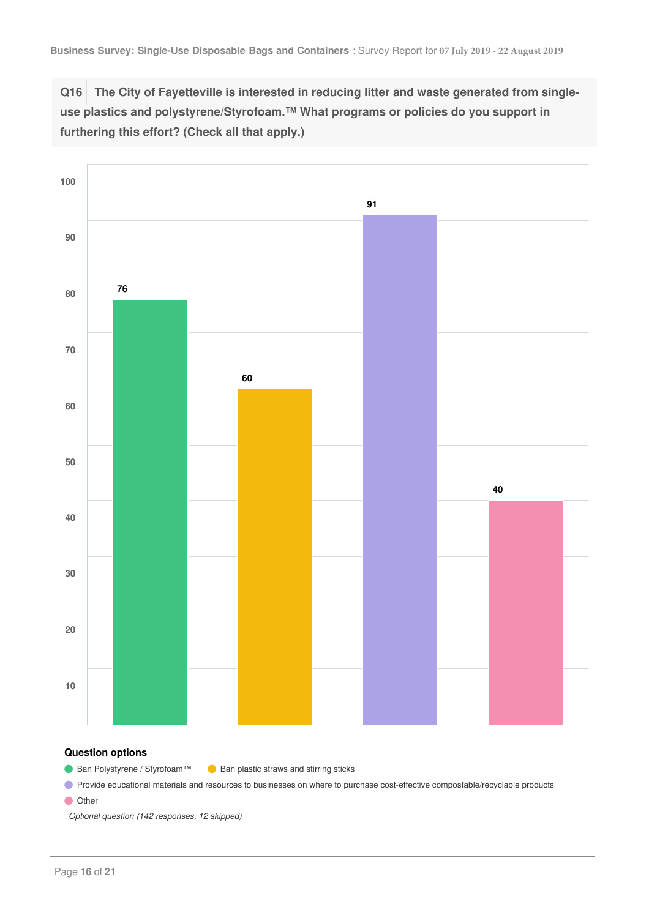**Q16** The City of Fayetteville is interested in reducing litter and waste generated from single-use plastics and polystyrene/Styrofoam.™ What programs or policies do you support in furthering this effort? (Check all that apply.)

| Option | Count |
| --- | --- |
| Ban Polystyrene / Styrofoam™ | 76 |
| Ban plastic straws and stirring sticks | 60 |
| Provide educational materials and resources to businesses on where to purchase cost-effective compostable/recyclable products | 91 |
| Other | 40 |

**Question options**

- Ban Polystyrene / Styrofoam™
- Ban plastic straws and stirring sticks
- Provide educational materials and resources to businesses on where to purchase cost-effective compostable/recyclable products
- Other

*Optional question (142 responses, 12 skipped)*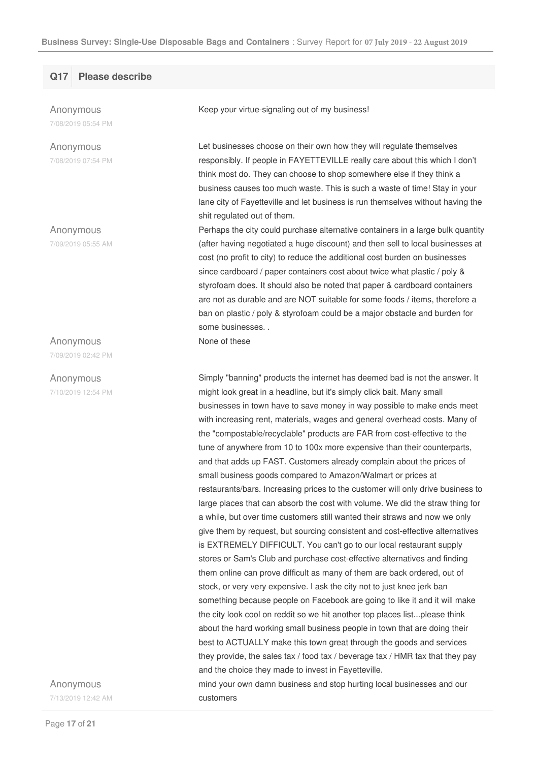## Q17 Please describe

| Respondent | Response |
| --- | --- |
| Anonymous<br>7/08/2019 05:54 PM | Keep your virtue-signaling out of my business! |
| Anonymous<br>7/08/2019 07:54 PM | Let businesses choose on their own how they will regulate themselves responsibly. If people in FAYETTEVILLE really care about this which I don't think most do. They can choose to shop somewhere else if they think a business causes too much waste. This is such a waste of time! Stay in your lane city of Fayetteville and let business is run themselves without having the shit regulated out of them. |
| Anonymous<br>7/09/2019 05:55 AM | Perhaps the city could purchase alternative containers in a large bulk quantity (after having negotiated a huge discount) and then sell to local businesses at cost (no profit to city) to reduce the additional cost burden on businesses since cardboard / paper containers cost about twice what plastic / poly & styrofoam does. It should also be noted that paper & cardboard containers are not as durable and are NOT suitable for some foods / items, therefore a ban on plastic / poly & styrofoam could be a major obstacle and burden for some businesses. . |
| Anonymous<br>7/09/2019 02:42 PM | None of these |
| Anonymous<br>7/10/2019 12:54 PM | Simply "banning" products the internet has deemed bad is not the answer. It might look great in a headline, but it's simply click bait. Many small businesses in town have to save money in way possible to make ends meet with increasing rent, materials, wages and general overhead costs. Many of the "compostable/recyclable" products are FAR from cost-effective to the tune of anywhere from 10 to 100x more expensive than their counterparts, and that adds up FAST. Customers already complain about the prices of small business goods compared to Amazon/Walmart or prices at restaurants/bars. Increasing prices to the customer will only drive business to large places that can absorb the cost with volume. We did the straw thing for a while, but over time customers still wanted their straws and now we only give them by request, but sourcing consistent and cost-effective alternatives is EXTREMELY DIFFICULT. You can't go to our local restaurant supply stores or Sam's Club and purchase cost-effective alternatives and finding them online can prove difficult as many of them are back ordered, out of stock, or very very expensive. I ask the city not to just knee jerk ban something because people on Facebook are going to like it and it will make the city look cool on reddit so we hit another top places list...please think about the hard working small business people in town that are doing their best to ACTUALLY make this town great through the goods and services they provide, the sales tax / food tax / beverage tax / HMR tax that they pay and the choice they made to invest in Fayetteville. |
| Anonymous<br>7/13/2019 12:42 AM | mind your own damn business and stop hurting local businesses and our customers |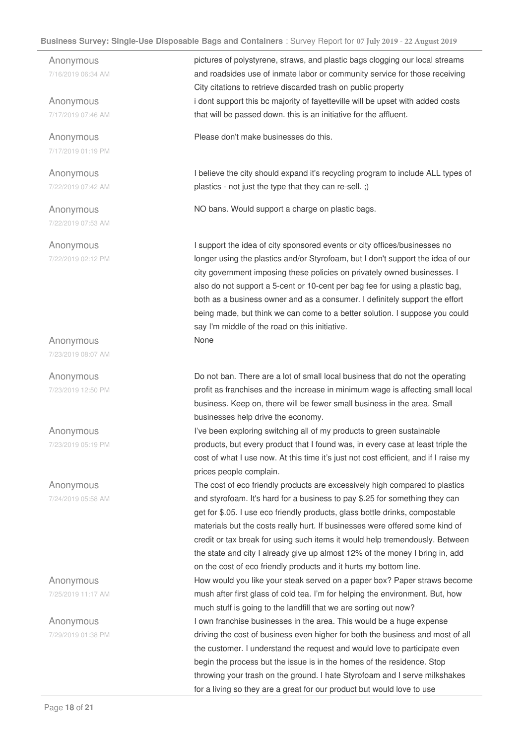| | |
|---|---|
| Anonymous<br>7/16/2019 06:34 AM | pictures of polystyrene, straws, and plastic bags clogging our local streams and roadsides use of inmate labor or community service for those receiving City citations to retrieve discarded trash on public property |
| Anonymous<br>7/17/2019 07:46 AM | i dont support this bc majority of fayetteville will be upset with added costs that will be passed down. this is an initiative for the affluent. |
| Anonymous<br>7/17/2019 01:19 PM | Please don't make businesses do this. |
| Anonymous<br>7/22/2019 07:42 AM | I believe the city should expand it's recycling program to include ALL types of plastics - not just the type that they can re-sell. ;) |
| Anonymous<br>7/22/2019 07:53 AM | NO bans. Would support a charge on plastic bags. |
| Anonymous<br>7/22/2019 02:12 PM | I support the idea of city sponsored events or city offices/businesses no longer using the plastics and/or Styrofoam, but I don't support the idea of our city government imposing these policies on privately owned businesses. I also do not support a 5-cent or 10-cent per bag fee for using a plastic bag, both as a business owner and as a consumer. I definitely support the effort being made, but think we can come to a better solution. I suppose you could say I'm middle of the road on this initiative. |
| Anonymous<br>7/23/2019 08:07 AM | None |
| Anonymous<br>7/23/2019 12:50 PM | Do not ban. There are a lot of small local business that do not the operating profit as franchises and the increase in minimum wage is affecting small local business. Keep on, there will be fewer small business in the area. Small businesses help drive the economy. |
| Anonymous<br>7/23/2019 05:19 PM | I've been exploring switching all of my products to green sustainable products, but every product that I found was, in every case at least triple the cost of what I use now. At this time it's just not cost efficient, and if I raise my prices people complain. |
| Anonymous<br>7/24/2019 05:58 AM | The cost of eco friendly products are excessively high compared to plastics and styrofoam. It's hard for a business to pay $.25 for something they can get for $.05. I use eco friendly products, glass bottle drinks, compostable materials but the costs really hurt. If businesses were offered some kind of credit or tax break for using such items it would help tremendously. Between the state and city I already give up almost 12% of the money I bring in, add on the cost of eco friendly products and it hurts my bottom line. |
| Anonymous<br>7/25/2019 11:17 AM | How would you like your steak served on a paper box? Paper straws become mush after first glass of cold tea. I'm for helping the environment. But, how much stuff is going to the landfill that we are sorting out now? |
| Anonymous<br>7/29/2019 01:38 PM | I own franchise businesses in the area. This would be a huge expense driving the cost of business even higher for both the business and most of all the customer. I understand the request and would love to participate even begin the process but the issue is in the homes of the residence. Stop throwing your trash on the ground. I hate Styrofoam and I serve milkshakes for a living so they are a great for our product but would love to use |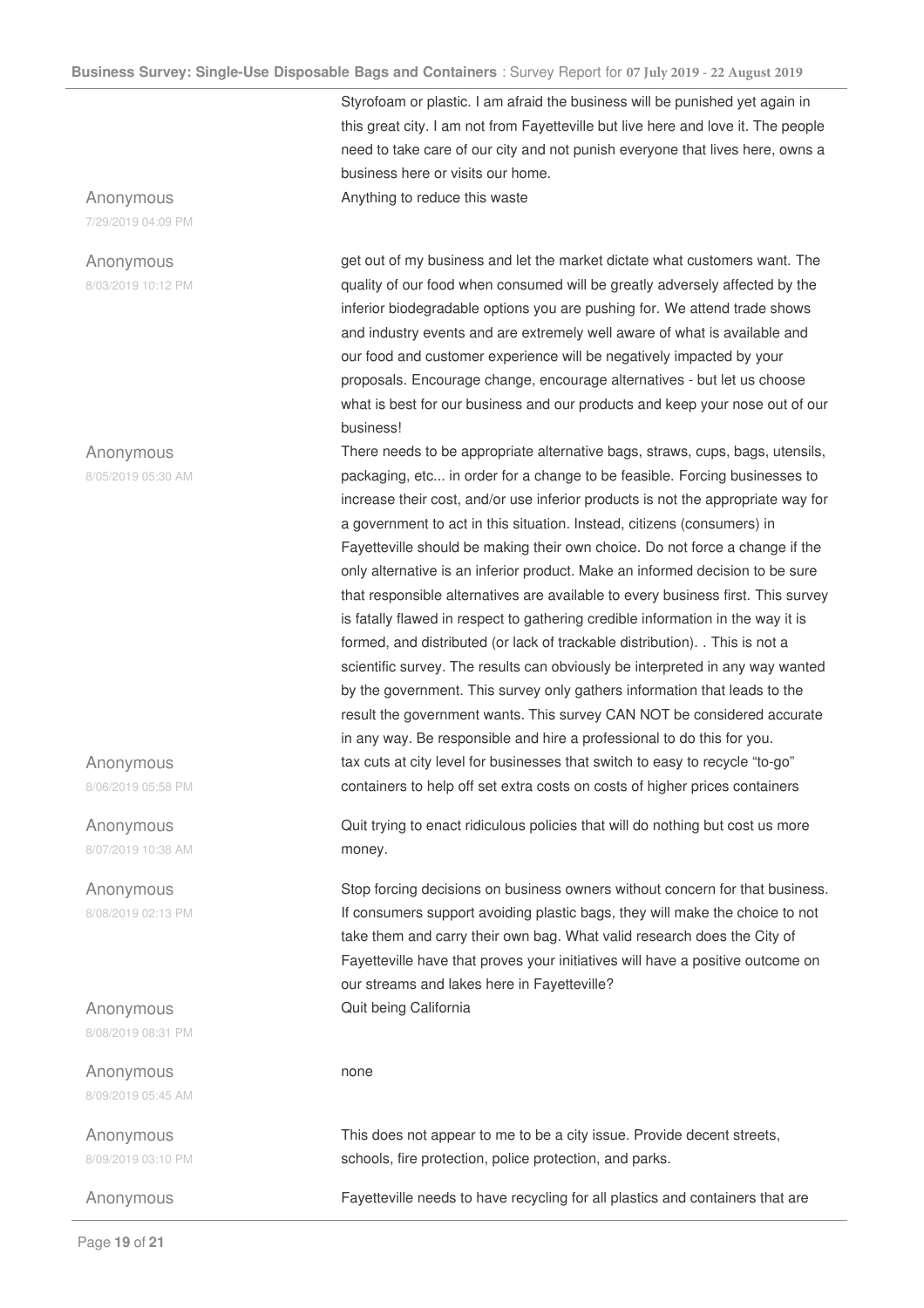Styrofoam or plastic. I am afraid the business will be punished yet again in this great city. I am not from Fayetteville but live here and love it. The people need to take care of our city and not punish everyone that lives here, owns a business here or visits our home.

Anonymous
7/29/2019 04:09 PM

Anything to reduce this waste

Anonymous
8/03/2019 10:12 PM

get out of my business and let the market dictate what customers want. The quality of our food when consumed will be greatly adversely affected by the inferior biodegradable options you are pushing for. We attend trade shows and industry events and are extremely well aware of what is available and our food and customer experience will be negatively impacted by your proposals. Encourage change, encourage alternatives - but let us choose what is best for our business and our products and keep your nose out of our business!

Anonymous
8/05/2019 05:30 AM

There needs to be appropriate alternative bags, straws, cups, bags, utensils, packaging, etc... in order for a change to be feasible. Forcing businesses to increase their cost, and/or use inferior products is not the appropriate way for a government to act in this situation. Instead, citizens (consumers) in Fayetteville should be making their own choice. Do not force a change if the only alternative is an inferior product. Make an informed decision to be sure that responsible alternatives are available to every business first. This survey is fatally flawed in respect to gathering credible information in the way it is formed, and distributed (or lack of trackable distribution). . This is not a scientific survey. The results can obviously be interpreted in any way wanted by the government. This survey only gathers information that leads to the result the government wants. This survey CAN NOT be considered accurate in any way. Be responsible and hire a professional to do this for you.

Anonymous
8/06/2019 05:58 PM

tax cuts at city level for businesses that switch to easy to recycle "to-go" containers to help off set extra costs on costs of higher prices containers

Anonymous
8/07/2019 10:38 AM

Quit trying to enact ridiculous policies that will do nothing but cost us more money.

Anonymous
8/08/2019 02:13 PM

Stop forcing decisions on business owners without concern for that business. If consumers support avoiding plastic bags, they will make the choice to not take them and carry their own bag. What valid research does the City of Fayetteville have that proves your initiatives will have a positive outcome on our streams and lakes here in Fayetteville?

Anonymous
8/08/2019 08:31 PM

Quit being California

Anonymous
8/09/2019 05:45 AM

none

Anonymous
8/09/2019 03:10 PM

This does not appear to me to be a city issue. Provide decent streets, schools, fire protection, police protection, and parks.

Anonymous

Fayetteville needs to have recycling for all plastics and containers that are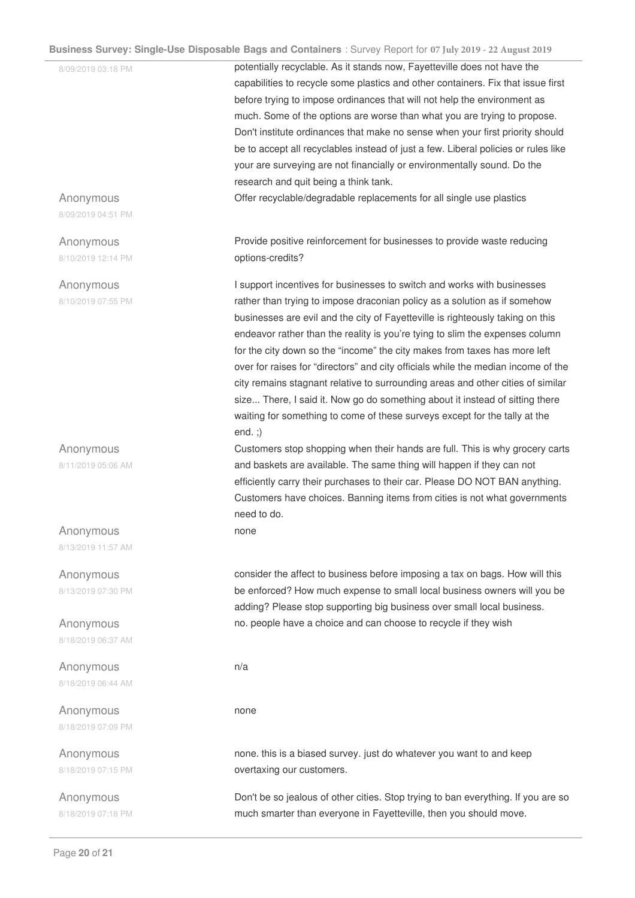8/09/2019 03:18 PM

potentially recyclable. As it stands now, Fayetteville does not have the capabilities to recycle some plastics and other containers. Fix that issue first before trying to impose ordinances that will not help the environment as much. Some of the options are worse than what you are trying to propose. Don't institute ordinances that make no sense when your first priority should be to accept all recyclables instead of just a few. Liberal policies or rules like your are surveying are not financially or environmentally sound. Do the research and quit being a think tank.

Anonymous
8/09/2019 04:51 PM

Offer recyclable/degradable replacements for all single use plastics

Anonymous
8/10/2019 12:14 PM

Provide positive reinforcement for businesses to provide waste reducing options-credits?

Anonymous
8/10/2019 07:55 PM

I support incentives for businesses to switch and works with businesses rather than trying to impose draconian policy as a solution as if somehow businesses are evil and the city of Fayetteville is righteously taking on this endeavor rather than the reality is you're tying to slim the expenses column for the city down so the "income" the city makes from taxes has more left over for raises for "directors" and city officials while the median income of the city remains stagnant relative to surrounding areas and other cities of similar size... There, I said it. Now go do something about it instead of sitting there waiting for something to come of these surveys except for the tally at the end. ;)

Anonymous
8/11/2019 05:06 AM

Customers stop shopping when their hands are full. This is why grocery carts and baskets are available. The same thing will happen if they can not efficiently carry their purchases to their car. Please DO NOT BAN anything. Customers have choices. Banning items from cities is not what governments need to do.

Anonymous
8/13/2019 11:57 AM

none

Anonymous
8/13/2019 07:30 PM

consider the affect to business before imposing a tax on bags. How will this be enforced? How much expense to small local business owners will you be adding? Please stop supporting big business over small local business.

Anonymous
8/18/2019 06:37 AM

no. people have a choice and can choose to recycle if they wish

Anonymous
8/18/2019 06:44 AM

n/a

Anonymous
8/18/2019 07:09 PM

none

Anonymous
8/18/2019 07:15 PM

none. this is a biased survey. just do whatever you want to and keep overtaxing our customers.

Anonymous
8/18/2019 07:18 PM

Don't be so jealous of other cities. Stop trying to ban everything. If you are so much smarter than everyone in Fayetteville, then you should move.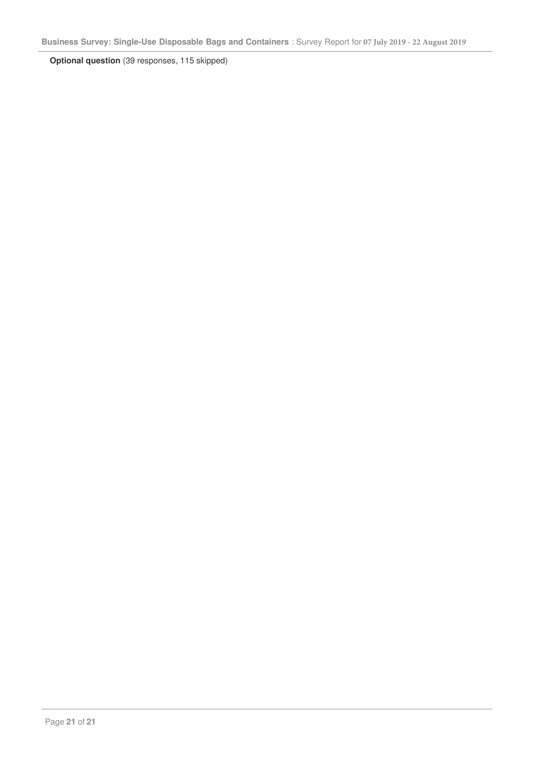**Optional question** (39 responses, 115 skipped)